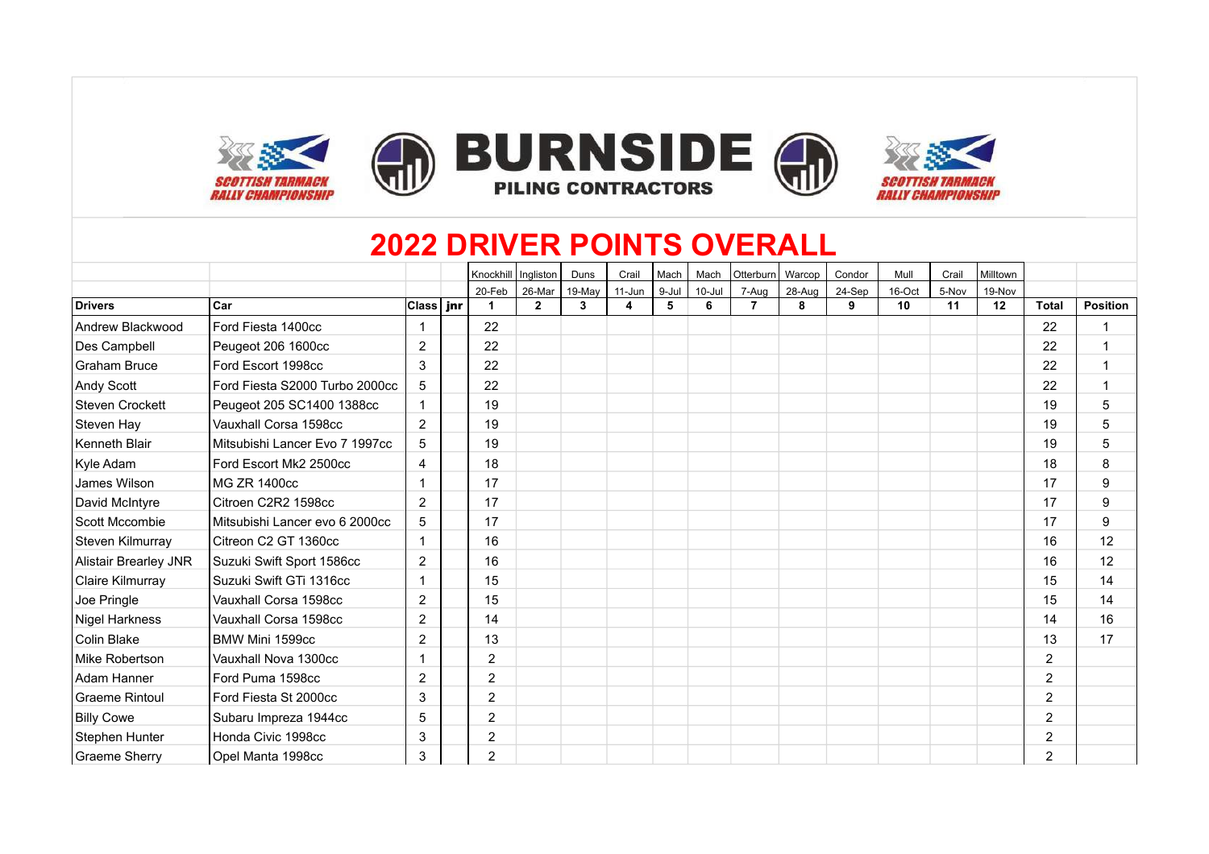Scottish Tarmack Rally Championship

# BURNSIDE PILING CONTRACTORS

## 2022 DRIVER POINTS OVERALL

| | | | | Knockhill | Ingliston | Duns | Crail | Mach | Mach | Otterburn | Warcop | Condor | Mull | Crail | Milltown | | |
|---|---|---|---|---|---|---|---|---|---|---|---|---|---|---|---|---|---|
| | | | | 20-Feb | 26-Mar | 19-May | 11-Jun | 9-Jul | 10-Jul | 7-Aug | 28-Aug | 24-Sep | 16-Oct | 5-Nov | 19-Nov | | |
| **Drivers** | **Car** | **Class** | **jnr** | **1** | **2** | **3** | **4** | **5** | **6** | **7** | **8** | **9** | **10** | **11** | **12** | **Total** | **Position** |
| Andrew Blackwood | Ford Fiesta 1400cc | 1 | | 22 | | | | | | | | | | | | 22 | 1 |
| Des Campbell | Peugeot 206 1600cc | 2 | | 22 | | | | | | | | | | | | 22 | 1 |
| Graham Bruce | Ford Escort 1998cc | 3 | | 22 | | | | | | | | | | | | 22 | 1 |
| Andy Scott | Ford Fiesta S2000 Turbo 2000cc | 5 | | 22 | | | | | | | | | | | | 22 | 1 |
| Steven Crockett | Peugeot 205 SC1400 1388cc | 1 | | 19 | | | | | | | | | | | | 19 | 5 |
| Steven Hay | Vauxhall Corsa 1598cc | 2 | | 19 | | | | | | | | | | | | 19 | 5 |
| Kenneth Blair | Mitsubishi Lancer Evo 7 1997cc | 5 | | 19 | | | | | | | | | | | | 19 | 5 |
| Kyle Adam | Ford Escort Mk2 2500cc | 4 | | 18 | | | | | | | | | | | | 18 | 8 |
| James Wilson | MG ZR 1400cc | 1 | | 17 | | | | | | | | | | | | 17 | 9 |
| David McIntyre | Citroen C2R2 1598cc | 2 | | 17 | | | | | | | | | | | | 17 | 9 |
| Scott Mccombie | Mitsubishi Lancer evo 6 2000cc | 5 | | 17 | | | | | | | | | | | | 17 | 9 |
| Steven Kilmurray | Citreon C2 GT 1360cc | 1 | | 16 | | | | | | | | | | | | 16 | 12 |
| Alistair Brearley JNR | Suzuki Swift Sport 1586cc | 2 | | 16 | | | | | | | | | | | | 16 | 12 |
| Claire Kilmurray | Suzuki Swift GTi 1316cc | 1 | | 15 | | | | | | | | | | | | 15 | 14 |
| Joe Pringle | Vauxhall Corsa 1598cc | 2 | | 15 | | | | | | | | | | | | 15 | 14 |
| Nigel Harkness | Vauxhall Corsa 1598cc | 2 | | 14 | | | | | | | | | | | | 14 | 16 |
| Colin Blake | BMW Mini 1599cc | 2 | | 13 | | | | | | | | | | | | 13 | 17 |
| Mike Robertson | Vauxhall Nova 1300cc | 1 | | 2 | | | | | | | | | | | | 2 | |
| Adam Hanner | Ford Puma 1598cc | 2 | | 2 | | | | | | | | | | | | 2 | |
| Graeme Rintoul | Ford Fiesta St 2000cc | 3 | | 2 | | | | | | | | | | | | 2 | |
| Billy Cowe | Subaru Impreza 1944cc | 5 | | 2 | | | | | | | | | | | | 2 | |
| Stephen Hunter | Honda Civic 1998cc | 3 | | 2 | | | | | | | | | | | | 2 | |
| Graeme Sherry | Opel Manta 1998cc | 3 | | 2 | | | | | | | | | | | | 2 | |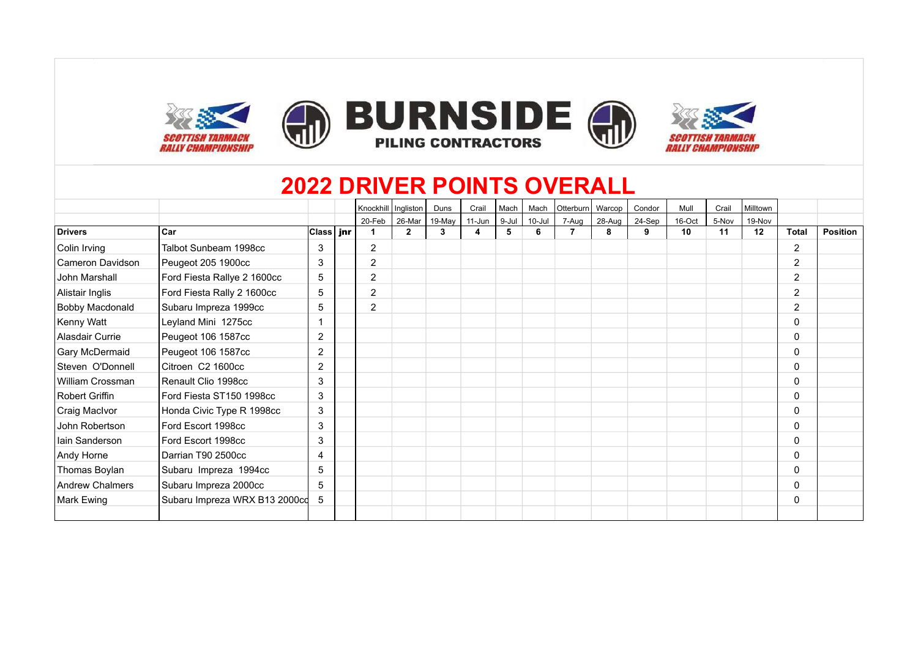SCOTTISH TARMACK RALLY CHAMPIONSHIP

BURNSIDE PILING CONTRACTORS

SCOTTISH TARMACK RALLY CHAMPIONSHIP

# 2022 DRIVER POINTS OVERALL

| | | | | Knockhill | Ingliston | Duns | Crail | Mach | Mach | Otterburn | Warcop | Condor | Mull | Crail | Milltown | | |
|---|---|---|---|---|---|---|---|---|---|---|---|---|---|---|---|---|---|
| | | | | 20-Feb | 26-Mar | 19-May | 11-Jun | 9-Jul | 10-Jul | 7-Aug | 28-Aug | 24-Sep | 16-Oct | 5-Nov | 19-Nov | | |
| **Drivers** | **Car** | **Class** | **jnr** | **1** | **2** | **3** | **4** | **5** | **6** | **7** | **8** | **9** | **10** | **11** | **12** | **Total** | **Position** |
| Colin Irving | Talbot Sunbeam 1998cc | 3 | | 2 | | | | | | | | | | | | 2 | |
| Cameron Davidson | Peugeot 205 1900cc | 3 | | 2 | | | | | | | | | | | | 2 | |
| John Marshall | Ford Fiesta Rallye 2 1600cc | 5 | | 2 | | | | | | | | | | | | 2 | |
| Alistair Inglis | Ford Fiesta Rally 2 1600cc | 5 | | 2 | | | | | | | | | | | | 2 | |
| Bobby Macdonald | Subaru Impreza 1999cc | 5 | | 2 | | | | | | | | | | | | 2 | |
| Kenny Watt | Leyland Mini 1275cc | 1 | | | | | | | | | | | | | | 0 | |
| Alasdair Currie | Peugeot 106 1587cc | 2 | | | | | | | | | | | | | | 0 | |
| Gary McDermaid | Peugeot 106 1587cc | 2 | | | | | | | | | | | | | | 0 | |
| Steven O'Donnell | Citroen C2 1600cc | 2 | | | | | | | | | | | | | | 0 | |
| William Crossman | Renault Clio 1998cc | 3 | | | | | | | | | | | | | | 0 | |
| Robert Griffin | Ford Fiesta ST150 1998cc | 3 | | | | | | | | | | | | | | 0 | |
| Craig MacIvor | Honda Civic Type R 1998cc | 3 | | | | | | | | | | | | | | 0 | |
| John Robertson | Ford Escort 1998cc | 3 | | | | | | | | | | | | | | 0 | |
| Iain Sanderson | Ford Escort 1998cc | 3 | | | | | | | | | | | | | | 0 | |
| Andy Horne | Darrian T90 2500cc | 4 | | | | | | | | | | | | | | 0 | |
| Thomas Boylan | Subaru Impreza 1994cc | 5 | | | | | | | | | | | | | | 0 | |
| Andrew Chalmers | Subaru Impreza 2000cc | 5 | | | | | | | | | | | | | | 0 | |
| Mark Ewing | Subaru Impreza WRX B13 2000cc | 5 | | | | | | | | | | | | | | 0 | |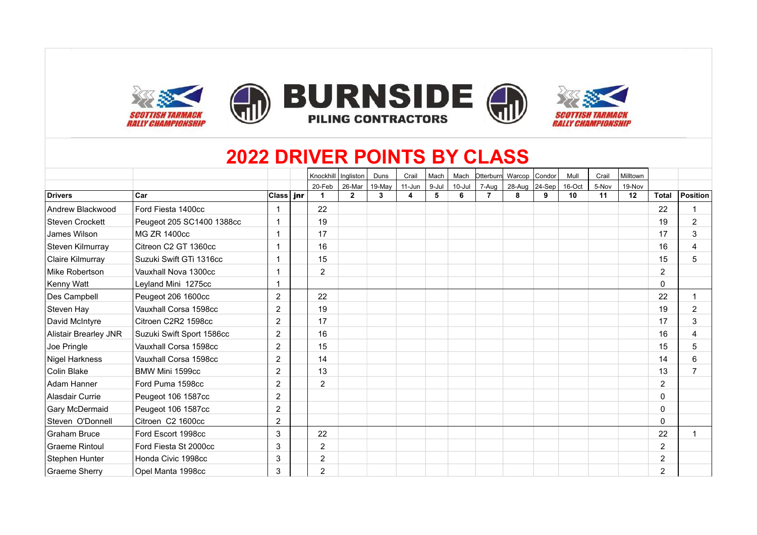# 2022 DRIVER POINTS BY CLASS

| | | | | Knockhill | Ingliston | Duns | Crail | Mach | Mach | Otterburn | Warcop | Condor | Mull | Crail | Milltown | | |
|---|---|---|---|---|---|---|---|---|---|---|---|---|---|---|---|---|---|
| | | | | 20-Feb | 26-Mar | 19-May | 11-Jun | 9-Jul | 10-Jul | 7-Aug | 28-Aug | 24-Sep | 16-Oct | 5-Nov | 19-Nov | | |
| **Drivers** | **Car** | **Class** | **jnr** | **1** | **2** | **3** | **4** | **5** | **6** | **7** | **8** | **9** | **10** | **11** | **12** | **Total** | **Position** |
| Andrew Blackwood | Ford Fiesta 1400cc | 1 | | 22 | | | | | | | | | | | | 22 | 1 |
| Steven Crockett | Peugeot 205 SC1400 1388cc | 1 | | 19 | | | | | | | | | | | | 19 | 2 |
| James Wilson | MG ZR 1400cc | 1 | | 17 | | | | | | | | | | | | 17 | 3 |
| Steven Kilmurray | Citreon C2 GT 1360cc | 1 | | 16 | | | | | | | | | | | | 16 | 4 |
| Claire Kilmurray | Suzuki Swift GTi 1316cc | 1 | | 15 | | | | | | | | | | | | 15 | 5 |
| Mike Robertson | Vauxhall Nova 1300cc | 1 | | 2 | | | | | | | | | | | | 2 | |
| Kenny Watt | Leyland Mini 1275cc | 1 | | | | | | | | | | | | | | 0 | |
| Des Campbell | Peugeot 206 1600cc | 2 | | 22 | | | | | | | | | | | | 22 | 1 |
| Steven Hay | Vauxhall Corsa 1598cc | 2 | | 19 | | | | | | | | | | | | 19 | 2 |
| David McIntyre | Citroen C2R2 1598cc | 2 | | 17 | | | | | | | | | | | | 17 | 3 |
| Alistair Brearley JNR | Suzuki Swift Sport 1586cc | 2 | | 16 | | | | | | | | | | | | 16 | 4 |
| Joe Pringle | Vauxhall Corsa 1598cc | 2 | | 15 | | | | | | | | | | | | 15 | 5 |
| Nigel Harkness | Vauxhall Corsa 1598cc | 2 | | 14 | | | | | | | | | | | | 14 | 6 |
| Colin Blake | BMW Mini 1599cc | 2 | | 13 | | | | | | | | | | | | 13 | 7 |
| Adam Hanner | Ford Puma 1598cc | 2 | | 2 | | | | | | | | | | | | 2 | |
| Alasdair Currie | Peugeot 106 1587cc | 2 | | | | | | | | | | | | | | 0 | |
| Gary McDermaid | Peugeot 106 1587cc | 2 | | | | | | | | | | | | | | 0 | |
| Steven O'Donnell | Citroen C2 1600cc | 2 | | | | | | | | | | | | | | 0 | |
| Graham Bruce | Ford Escort 1998cc | 3 | | 22 | | | | | | | | | | | | 22 | 1 |
| Graeme Rintoul | Ford Fiesta St 2000cc | 3 | | 2 | | | | | | | | | | | | 2 | |
| Stephen Hunter | Honda Civic 1998cc | 3 | | 2 | | | | | | | | | | | | 2 | |
| Graeme Sherry | Opel Manta 1998cc | 3 | | 2 | | | | | | | | | | | | 2 | |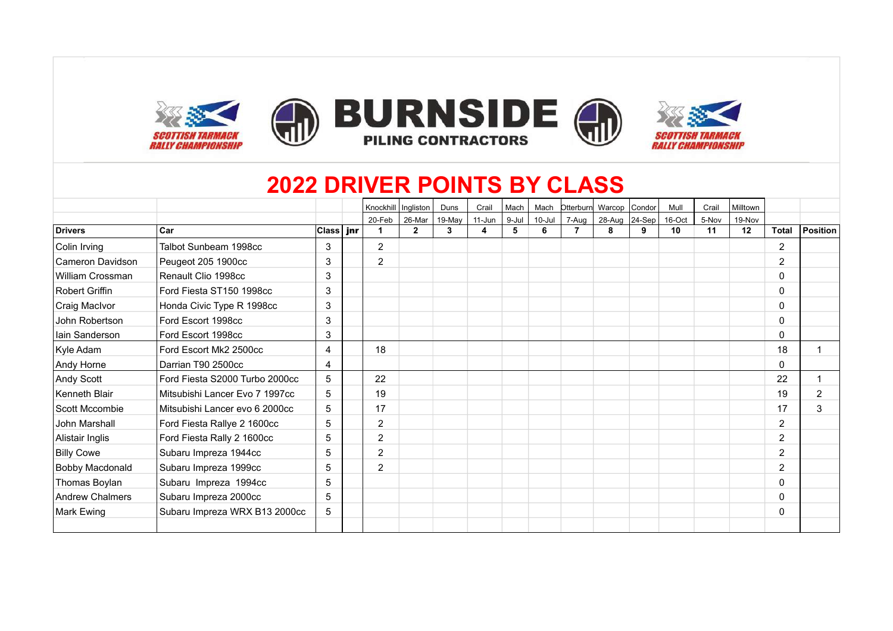# 2022 DRIVER POINTS BY CLASS

| | | | | Knockhill | Ingliston | Duns | Crail | Mach | Mach | Otterburn | Warcop | Condor | Mull | Crail | Milltown | | |
|---|---|---|---|---|---|---|---|---|---|---|---|---|---|---|---|---|---|
| | | | | 20-Feb | 26-Mar | 19-May | 11-Jun | 9-Jul | 10-Jul | 7-Aug | 28-Aug | 24-Sep | 16-Oct | 5-Nov | 19-Nov | | |
| **Drivers** | **Car** | **Class** | **jnr** | **1** | **2** | **3** | **4** | **5** | **6** | **7** | **8** | **9** | **10** | **11** | **12** | **Total** | **Position** |
| Colin Irving | Talbot Sunbeam 1998cc | 3 | | 2 | | | | | | | | | | | | 2 | |
| Cameron Davidson | Peugeot 205 1900cc | 3 | | 2 | | | | | | | | | | | | 2 | |
| William Crossman | Renault Clio 1998cc | 3 | | | | | | | | | | | | | | 0 | |
| Robert Griffin | Ford Fiesta ST150 1998cc | 3 | | | | | | | | | | | | | | 0 | |
| Craig MacIvor | Honda Civic Type R 1998cc | 3 | | | | | | | | | | | | | | 0 | |
| John Robertson | Ford Escort 1998cc | 3 | | | | | | | | | | | | | | 0 | |
| Iain Sanderson | Ford Escort 1998cc | 3 | | | | | | | | | | | | | | 0 | |
| Kyle Adam | Ford Escort Mk2 2500cc | 4 | | 18 | | | | | | | | | | | | 18 | 1 |
| Andy Horne | Darrian T90 2500cc | 4 | | | | | | | | | | | | | | 0 | |
| Andy Scott | Ford Fiesta S2000 Turbo 2000cc | 5 | | 22 | | | | | | | | | | | | 22 | 1 |
| Kenneth Blair | Mitsubishi Lancer Evo 7 1997cc | 5 | | 19 | | | | | | | | | | | | 19 | 2 |
| Scott Mccombie | Mitsubishi Lancer evo 6 2000cc | 5 | | 17 | | | | | | | | | | | | 17 | 3 |
| John Marshall | Ford Fiesta Rallye 2 1600cc | 5 | | 2 | | | | | | | | | | | | 2 | |
| Alistair Inglis | Ford Fiesta Rally 2 1600cc | 5 | | 2 | | | | | | | | | | | | 2 | |
| Billy Cowe | Subaru Impreza 1944cc | 5 | | 2 | | | | | | | | | | | | 2 | |
| Bobby Macdonald | Subaru Impreza 1999cc | 5 | | 2 | | | | | | | | | | | | 2 | |
| Thomas Boylan | Subaru Impreza 1994cc | 5 | | | | | | | | | | | | | | 0 | |
| Andrew Chalmers | Subaru Impreza 2000cc | 5 | | | | | | | | | | | | | | 0 | |
| Mark Ewing | Subaru Impreza WRX B13 2000cc | 5 | | | | | | | | | | | | | | 0 | |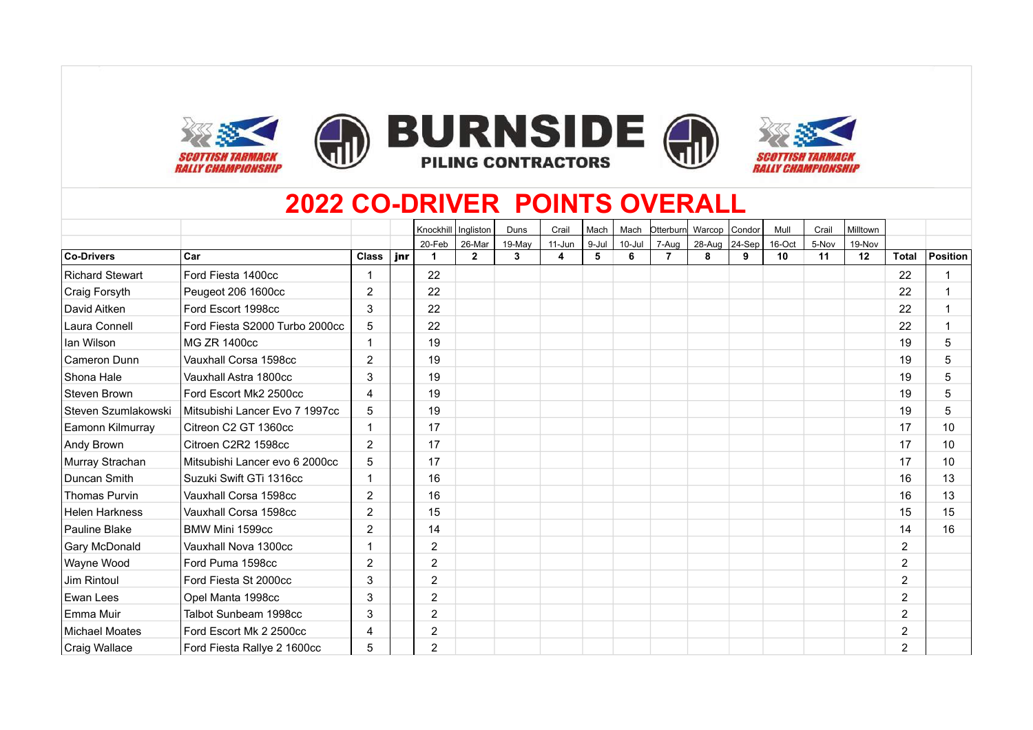BURNSIDE PILING CONTRACTORS

SCOTTISH TARMACK RALLY CHAMPIONSHIP

# 2022 CO-DRIVER POINTS OVERALL

| | | | | Knockhill | Ingliston | Duns | Crail | Mach | Mach | Otterburn | Warcop | Condor | Mull | Crail | Milltown | | |
|---|---|---|---|---|---|---|---|---|---|---|---|---|---|---|---|---|---|
| | | | | 20-Feb | 26-Mar | 19-May | 11-Jun | 9-Jul | 10-Jul | 7-Aug | 28-Aug | 24-Sep | 16-Oct | 5-Nov | 19-Nov | | |
| **Co-Drivers** | **Car** | **Class** | **jnr** | **1** | **2** | **3** | **4** | **5** | **6** | **7** | **8** | **9** | **10** | **11** | **12** | **Total** | **Position** |
| Richard Stewart | Ford Fiesta 1400cc | 1 | | 22 | | | | | | | | | | | | 22 | 1 |
| Craig Forsyth | Peugeot 206 1600cc | 2 | | 22 | | | | | | | | | | | | 22 | 1 |
| David Aitken | Ford Escort 1998cc | 3 | | 22 | | | | | | | | | | | | 22 | 1 |
| Laura Connell | Ford Fiesta S2000 Turbo 2000cc | 5 | | 22 | | | | | | | | | | | | 22 | 1 |
| Ian Wilson | MG ZR 1400cc | 1 | | 19 | | | | | | | | | | | | 19 | 5 |
| Cameron Dunn | Vauxhall Corsa 1598cc | 2 | | 19 | | | | | | | | | | | | 19 | 5 |
| Shona Hale | Vauxhall Astra 1800cc | 3 | | 19 | | | | | | | | | | | | 19 | 5 |
| Steven Brown | Ford Escort Mk2 2500cc | 4 | | 19 | | | | | | | | | | | | 19 | 5 |
| Steven Szumlakowski | Mitsubishi Lancer Evo 7 1997cc | 5 | | 19 | | | | | | | | | | | | 19 | 5 |
| Eamonn Kilmurray | Citreon C2 GT 1360cc | 1 | | 17 | | | | | | | | | | | | 17 | 10 |
| Andy Brown | Citroen C2R2 1598cc | 2 | | 17 | | | | | | | | | | | | 17 | 10 |
| Murray Strachan | Mitsubishi Lancer evo 6 2000cc | 5 | | 17 | | | | | | | | | | | | 17 | 10 |
| Duncan Smith | Suzuki Swift GTi 1316cc | 1 | | 16 | | | | | | | | | | | | 16 | 13 |
| Thomas Purvin | Vauxhall Corsa 1598cc | 2 | | 16 | | | | | | | | | | | | 16 | 13 |
| Helen Harkness | Vauxhall Corsa 1598cc | 2 | | 15 | | | | | | | | | | | | 15 | 15 |
| Pauline Blake | BMW Mini 1599cc | 2 | | 14 | | | | | | | | | | | | 14 | 16 |
| Gary McDonald | Vauxhall Nova 1300cc | 1 | | 2 | | | | | | | | | | | | 2 | |
| Wayne Wood | Ford Puma 1598cc | 2 | | 2 | | | | | | | | | | | | 2 | |
| Jim Rintoul | Ford Fiesta St 2000cc | 3 | | 2 | | | | | | | | | | | | 2 | |
| Ewan Lees | Opel Manta 1998cc | 3 | | 2 | | | | | | | | | | | | 2 | |
| Emma Muir | Talbot Sunbeam 1998cc | 3 | | 2 | | | | | | | | | | | | 2 | |
| Michael Moates | Ford Escort Mk 2 2500cc | 4 | | 2 | | | | | | | | | | | | 2 | |
| Craig Wallace | Ford Fiesta Rallye 2 1600cc | 5 | | 2 | | | | | | | | | | | | 2 | |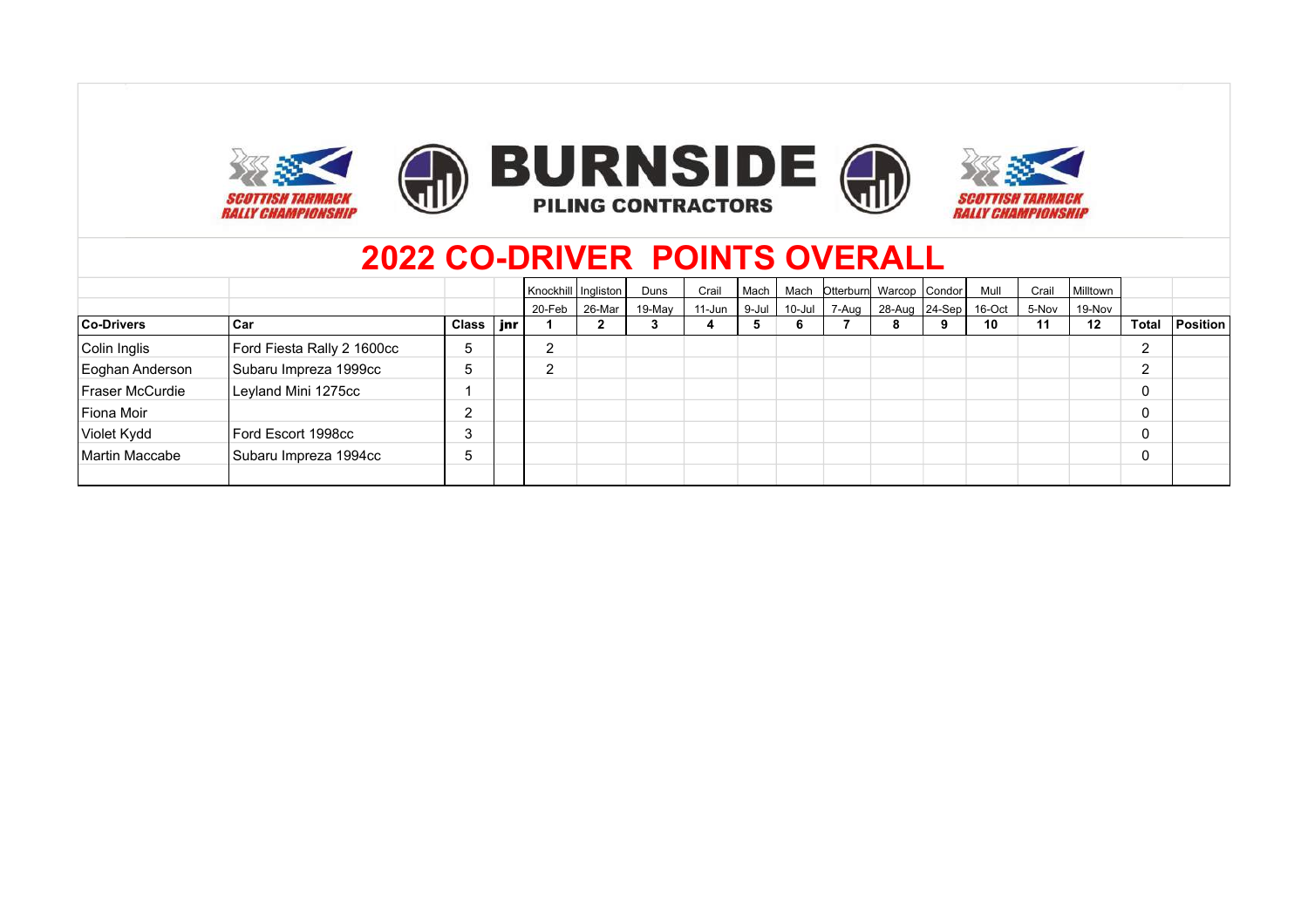BURNSIDE PILING CONTRACTORS

SCOTTISH TARMACK RALLY CHAMPIONSHIP

# 2022 CO-DRIVER POINTS OVERALL

| | | | | Knockhill | Ingliston | Duns | Crail | Mach | Mach | Otterburn | Warcop | Condor | Mull | Crail | Milltown | | |
|---|---|---|---|---|---|---|---|---|---|---|---|---|---|---|---|---|---|
| | | | | 20-Feb | 26-Mar | 19-May | 11-Jun | 9-Jul | 10-Jul | 7-Aug | 28-Aug | 24-Sep | 16-Oct | 5-Nov | 19-Nov | | |
| **Co-Drivers** | **Car** | **Class** | **jnr** | **1** | **2** | **3** | **4** | **5** | **6** | **7** | **8** | **9** | **10** | **11** | **12** | **Total** | **Position** |
| Colin Inglis | Ford Fiesta Rally 2 1600cc | 5 | | 2 | | | | | | | | | | | | 2 | |
| Eoghan Anderson | Subaru Impreza 1999cc | 5 | | 2 | | | | | | | | | | | | 2 | |
| Fraser McCurdie | Leyland Mini 1275cc | 1 | | | | | | | | | | | | | | 0 | |
| Fiona Moir | | 2 | | | | | | | | | | | | | | 0 | |
| Violet Kydd | Ford Escort 1998cc | 3 | | | | | | | | | | | | | | 0 | |
| Martin Maccabe | Subaru Impreza 1994cc | 5 | | | | | | | | | | | | | | 0 | |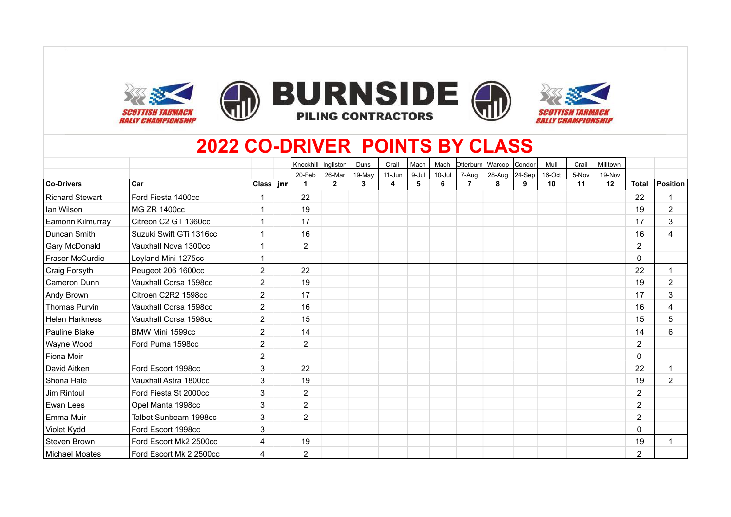SCOTTISH TARMACK RALLY CHAMPIONSHIP

BURNSIDE PILING CONTRACTORS

SCOTTISH TARMACK RALLY CHAMPIONSHIP

# 2022 CO-DRIVER POINTS BY CLASS

| | | | | Knockhill | Ingliston | Duns | Crail | Mach | Mach | Otterburn | Warcop | Condor | Mull | Crail | Milltown | | |
|---|---|---|---|---|---|---|---|---|---|---|---|---|---|---|---|---|---|
| | | | | 20-Feb | 26-Mar | 19-May | 11-Jun | 9-Jul | 10-Jul | 7-Aug | 28-Aug | 24-Sep | 16-Oct | 5-Nov | 19-Nov | | |
| **Co-Drivers** | **Car** | **Class** | **jnr** | **1** | **2** | **3** | **4** | **5** | **6** | **7** | **8** | **9** | **10** | **11** | **12** | **Total** | **Position** |
| Richard Stewart | Ford Fiesta 1400cc | 1 | | 22 | | | | | | | | | | | | 22 | 1 |
| Ian Wilson | MG ZR 1400cc | 1 | | 19 | | | | | | | | | | | | 19 | 2 |
| Eamonn Kilmurray | Citreon C2 GT 1360cc | 1 | | 17 | | | | | | | | | | | | 17 | 3 |
| Duncan Smith | Suzuki Swift GTi 1316cc | 1 | | 16 | | | | | | | | | | | | 16 | 4 |
| Gary McDonald | Vauxhall Nova 1300cc | 1 | | 2 | | | | | | | | | | | | 2 | |
| Fraser McCurdie | Leyland Mini 1275cc | 1 | | | | | | | | | | | | | | 0 | |
| Craig Forsyth | Peugeot 206 1600cc | 2 | | 22 | | | | | | | | | | | | 22 | 1 |
| Cameron Dunn | Vauxhall Corsa 1598cc | 2 | | 19 | | | | | | | | | | | | 19 | 2 |
| Andy Brown | Citroen C2R2 1598cc | 2 | | 17 | | | | | | | | | | | | 17 | 3 |
| Thomas Purvin | Vauxhall Corsa 1598cc | 2 | | 16 | | | | | | | | | | | | 16 | 4 |
| Helen Harkness | Vauxhall Corsa 1598cc | 2 | | 15 | | | | | | | | | | | | 15 | 5 |
| Pauline Blake | BMW Mini 1599cc | 2 | | 14 | | | | | | | | | | | | 14 | 6 |
| Wayne Wood | Ford Puma 1598cc | 2 | | 2 | | | | | | | | | | | | 2 | |
| Fiona Moir | | 2 | | | | | | | | | | | | | | 0 | |
| David Aitken | Ford Escort 1998cc | 3 | | 22 | | | | | | | | | | | | 22 | 1 |
| Shona Hale | Vauxhall Astra 1800cc | 3 | | 19 | | | | | | | | | | | | 19 | 2 |
| Jim Rintoul | Ford Fiesta St 2000cc | 3 | | 2 | | | | | | | | | | | | 2 | |
| Ewan Lees | Opel Manta 1998cc | 3 | | 2 | | | | | | | | | | | | 2 | |
| Emma Muir | Talbot Sunbeam 1998cc | 3 | | 2 | | | | | | | | | | | | 2 | |
| Violet Kydd | Ford Escort 1998cc | 3 | | | | | | | | | | | | | | 0 | |
| Steven Brown | Ford Escort Mk2 2500cc | 4 | | 19 | | | | | | | | | | | | 19 | 1 |
| Michael Moates | Ford Escort Mk 2 2500cc | 4 | | 2 | | | | | | | | | | | | 2 | |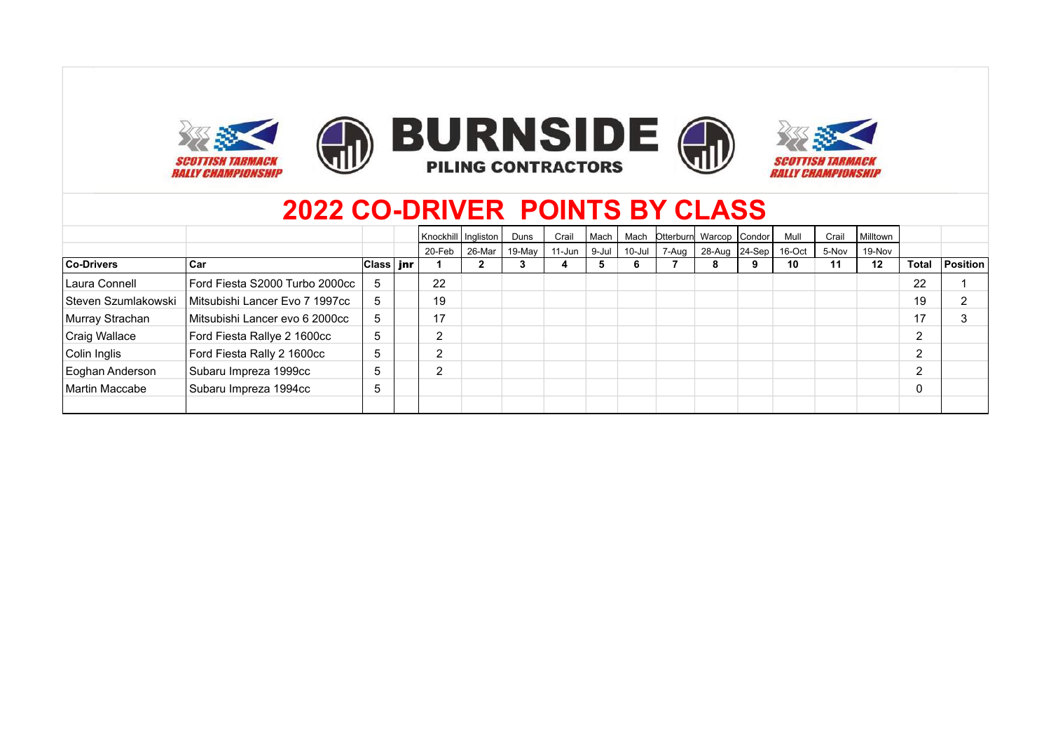SCOTTISH TARMACK RALLY CHAMPIONSHIP

BURNSIDE PILING CONTRACTORS

SCOTTISH TARMACK RALLY CHAMPIONSHIP

# 2022 CO-DRIVER POINTS BY CLASS

| | | | | Knockhill | Ingliston | Duns | Crail | Mach | Mach | Otterburn | Warcop | Condor | Mull | Crail | Milltown | | |
|---|---|---|---|---|---|---|---|---|---|---|---|---|---|---|---|---|---|
| | | | | 20-Feb | 26-Mar | 19-May | 11-Jun | 9-Jul | 10-Jul | 7-Aug | 28-Aug | 24-Sep | 16-Oct | 5-Nov | 19-Nov | | |
| **Co-Drivers** | **Car** | **Class** | **jnr** | **1** | **2** | **3** | **4** | **5** | **6** | **7** | **8** | **9** | **10** | **11** | **12** | **Total** | **Position** |
| Laura Connell | Ford Fiesta S2000 Turbo 2000cc | 5 | | 22 | | | | | | | | | | | | 22 | 1 |
| Steven Szumlakowski | Mitsubishi Lancer Evo 7 1997cc | 5 | | 19 | | | | | | | | | | | | 19 | 2 |
| Murray Strachan | Mitsubishi Lancer evo 6 2000cc | 5 | | 17 | | | | | | | | | | | | 17 | 3 |
| Craig Wallace | Ford Fiesta Rallye 2 1600cc | 5 | | 2 | | | | | | | | | | | | 2 | |
| Colin Inglis | Ford Fiesta Rally 2 1600cc | 5 | | 2 | | | | | | | | | | | | 2 | |
| Eoghan Anderson | Subaru Impreza 1999cc | 5 | | 2 | | | | | | | | | | | | 2 | |
| Martin Maccabe | Subaru Impreza 1994cc | 5 | | | | | | | | | | | | | | 0 | |